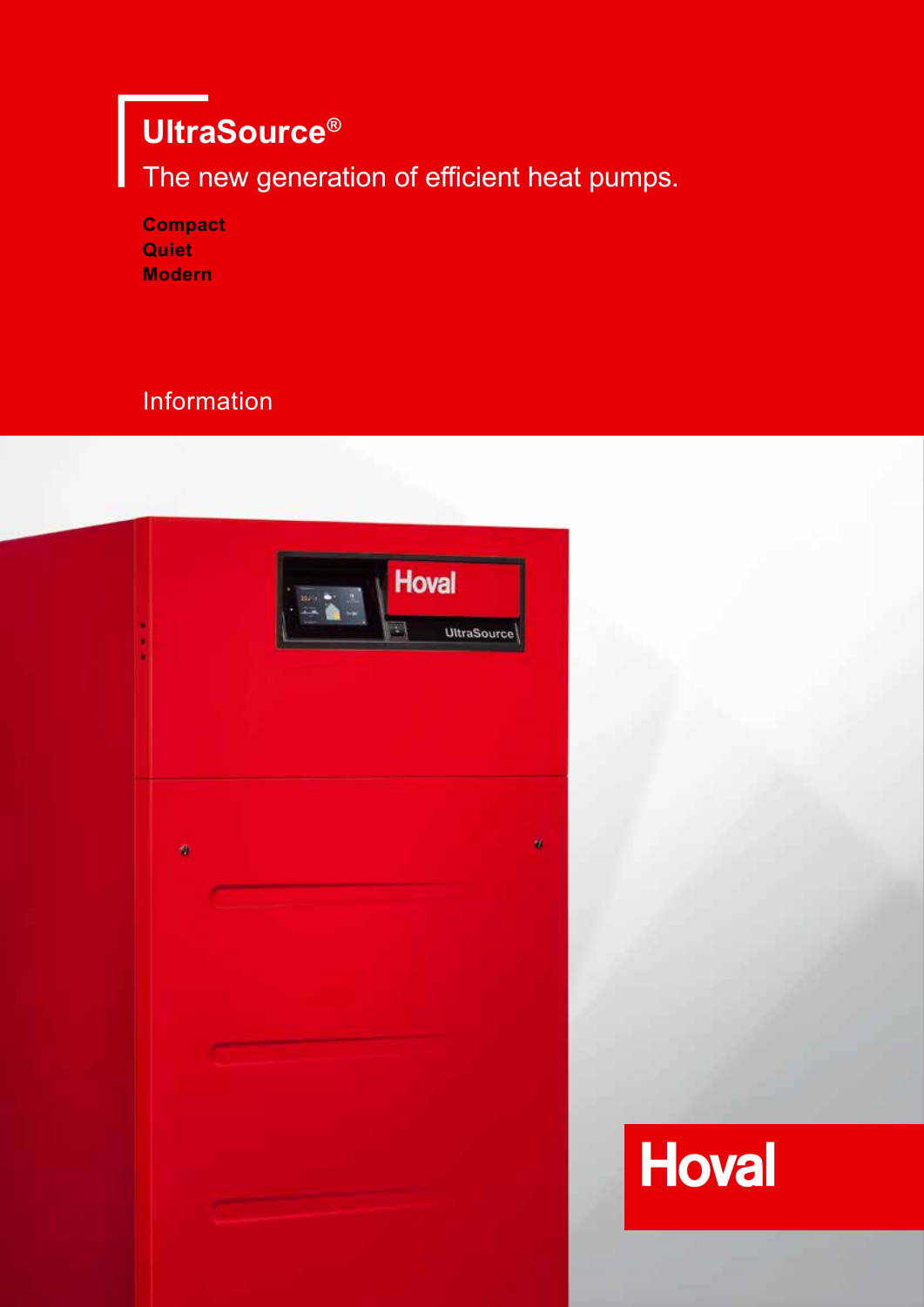# UltraSource®

The new generation of efficient heat pumps.

**Compact**
**Quiet**
**Modern**

Information

Hoval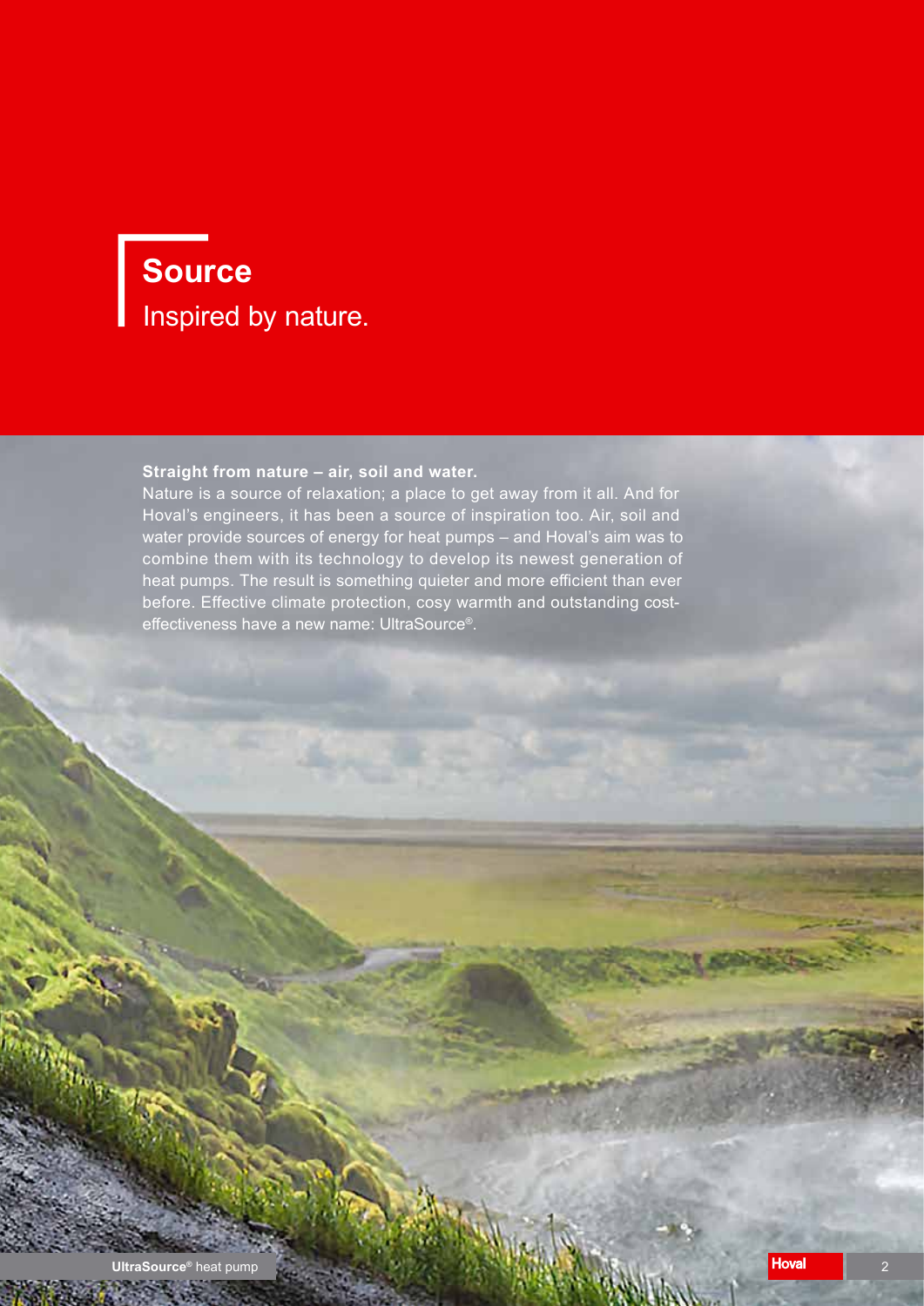# Source

Inspired by nature.

**Straight from nature – air, soil and water.**

Nature is a source of relaxation; a place to get away from it all. And for Hoval's engineers, it has been a source of inspiration too. Air, soil and water provide sources of energy for heat pumps – and Hoval's aim was to combine them with its technology to develop its newest generation of heat pumps. The result is something quieter and more efficient than ever before. Effective climate protection, cosy warmth and outstanding cost-effectiveness have a new name: UltraSource®.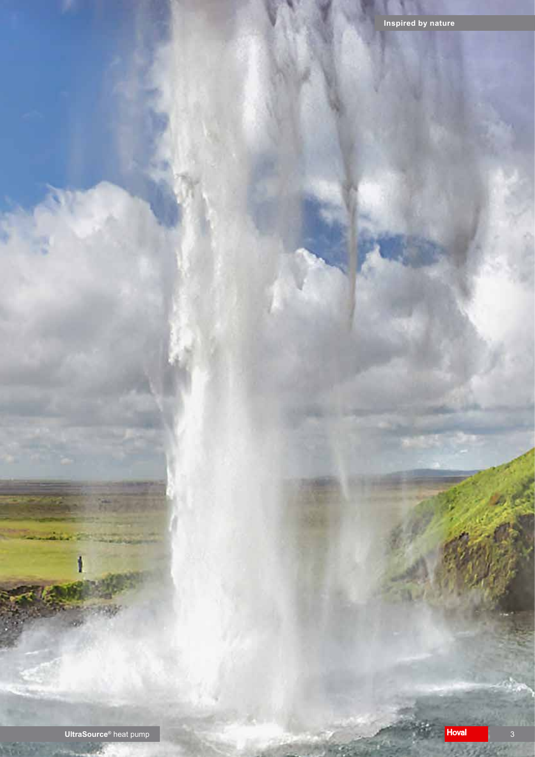# Inspired by nature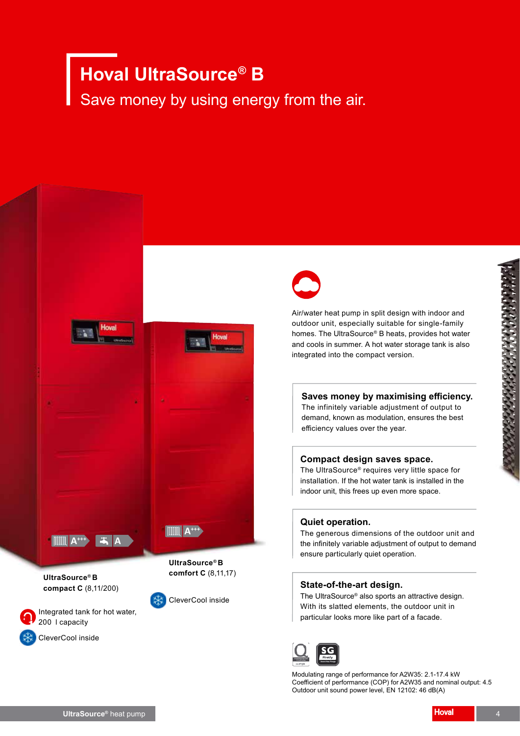# Hoval UltraSource® B

Save money by using energy from the air.

**UltraSource® B compact C** (8,11/200)

Integrated tank for hot water, 200 l capacity

CleverCool inside

**UltraSource® B comfort C** (8,11,17)

CleverCool inside

Air/water heat pump in split design with indoor and outdoor unit, especially suitable for single-family homes. The UltraSource® B heats, provides hot water and cools in summer. A hot water storage tank is also integrated into the compact version.

### Saves money by maximising efficiency.

The infinitely variable adjustment of output to demand, known as modulation, ensures the best efficiency values over the year.

### Compact design saves space.

The UltraSource® requires very little space for installation. If the hot water tank is installed in the indoor unit, this frees up even more space.

### Quiet operation.

The generous dimensions of the outdoor unit and the infinitely variable adjustment of output to demand ensure particularly quiet operation.

### State-of-the-art design.

The UltraSource® also sports an attractive design. With its slatted elements, the outdoor unit in particular looks more like part of a facade.

Modulating range of performance for A2W35: 2.1-17.4 kW
Coefficient of performance (COP) for A2W35 and nominal output: 4.5
Outdoor unit sound power level, EN 12102: 46 dB(A)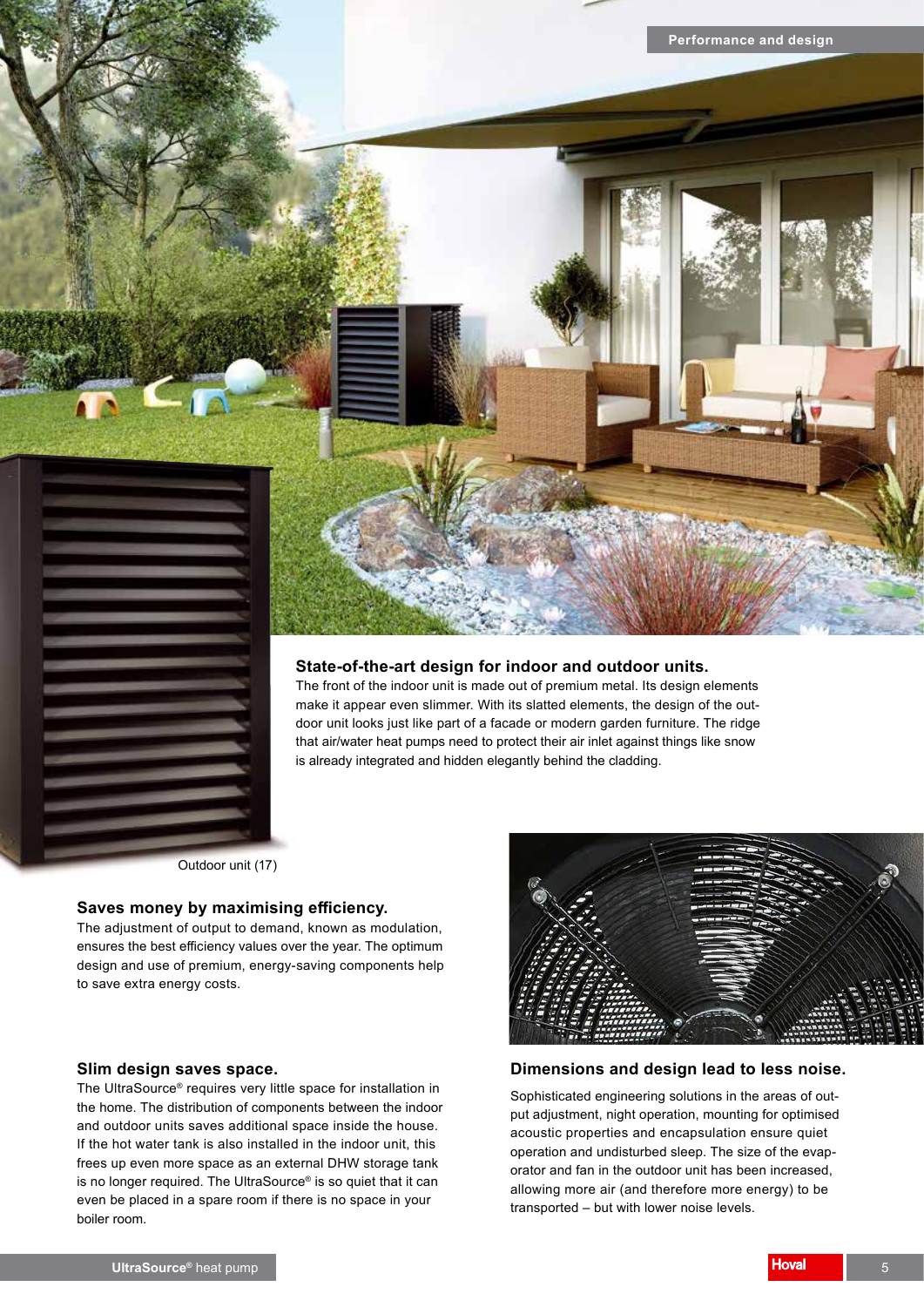## State-of-the-art design for indoor and outdoor units.

The front of the indoor unit is made out of premium metal. Its design elements make it appear even slimmer. With its slatted elements, the design of the outdoor unit looks just like part of a facade or modern garden furniture. The ridge that air/water heat pumps need to protect their air inlet against things like snow is already integrated and hidden elegantly behind the cladding.

Outdoor unit (17)

## Saves money by maximising efficiency.

The adjustment of output to demand, known as modulation, ensures the best efficiency values over the year. The optimum design and use of premium, energy-saving components help to save extra energy costs.

## Slim design saves space.

The UltraSource® requires very little space for installation in the home. The distribution of components between the indoor and outdoor units saves additional space inside the house. If the hot water tank is also installed in the indoor unit, this frees up even more space as an external DHW storage tank is no longer required. The UltraSource® is so quiet that it can even be placed in a spare room if there is no space in your boiler room.

## Dimensions and design lead to less noise.

Sophisticated engineering solutions in the areas of output adjustment, night operation, mounting for optimised acoustic properties and encapsulation ensure quiet operation and undisturbed sleep. The size of the evaporator and fan in the outdoor unit has been increased, allowing more air (and therefore more energy) to be transported – but with lower noise levels.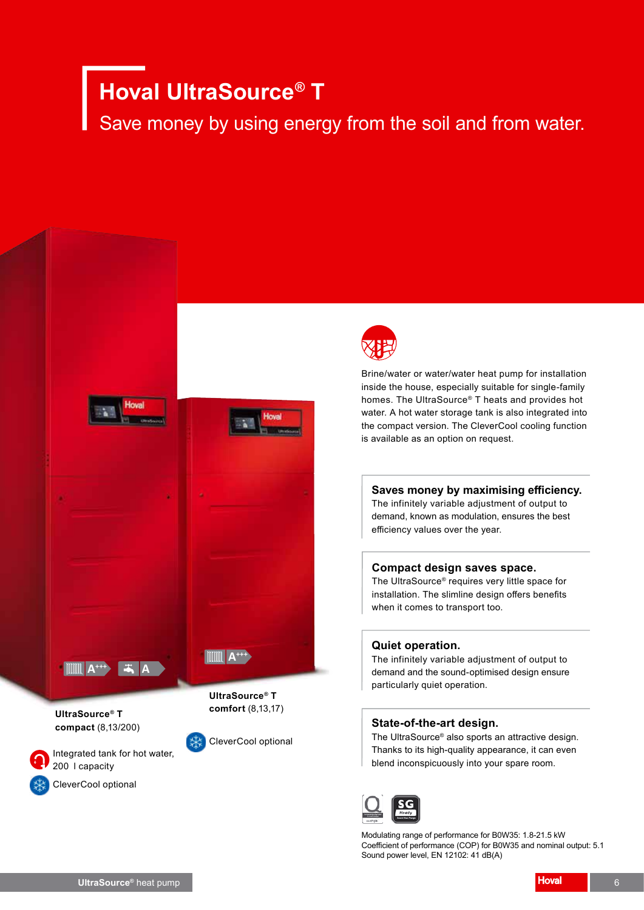# Hoval UltraSource® T

Save money by using energy from the soil and from water.

**UltraSource® T compact** (8,13/200)

Integrated tank for hot water, 200 l capacity

CleverCool optional

**UltraSource® T comfort** (8,13,17)

CleverCool optional

Brine/water or water/water heat pump for installation inside the house, especially suitable for single-family homes. The UltraSource® T heats and provides hot water. A hot water storage tank is also integrated into the compact version. The CleverCool cooling function is available as an option on request.

### Saves money by maximising efficiency.

The infinitely variable adjustment of output to demand, known as modulation, ensures the best efficiency values over the year.

### Compact design saves space.

The UltraSource® requires very little space for installation. The slimline design offers benefits when it comes to transport too.

### Quiet operation.

The infinitely variable adjustment of output to demand and the sound-optimised design ensure particularly quiet operation.

### State-of-the-art design.

The UltraSource® also sports an attractive design. Thanks to its high-quality appearance, it can even blend inconspicuously into your spare room.

Modulating range of performance for B0W35: 1.8-21.5 kW
Coefficient of performance (COP) for B0W35 and nominal output: 5.1
Sound power level, EN 12102: 41 dB(A)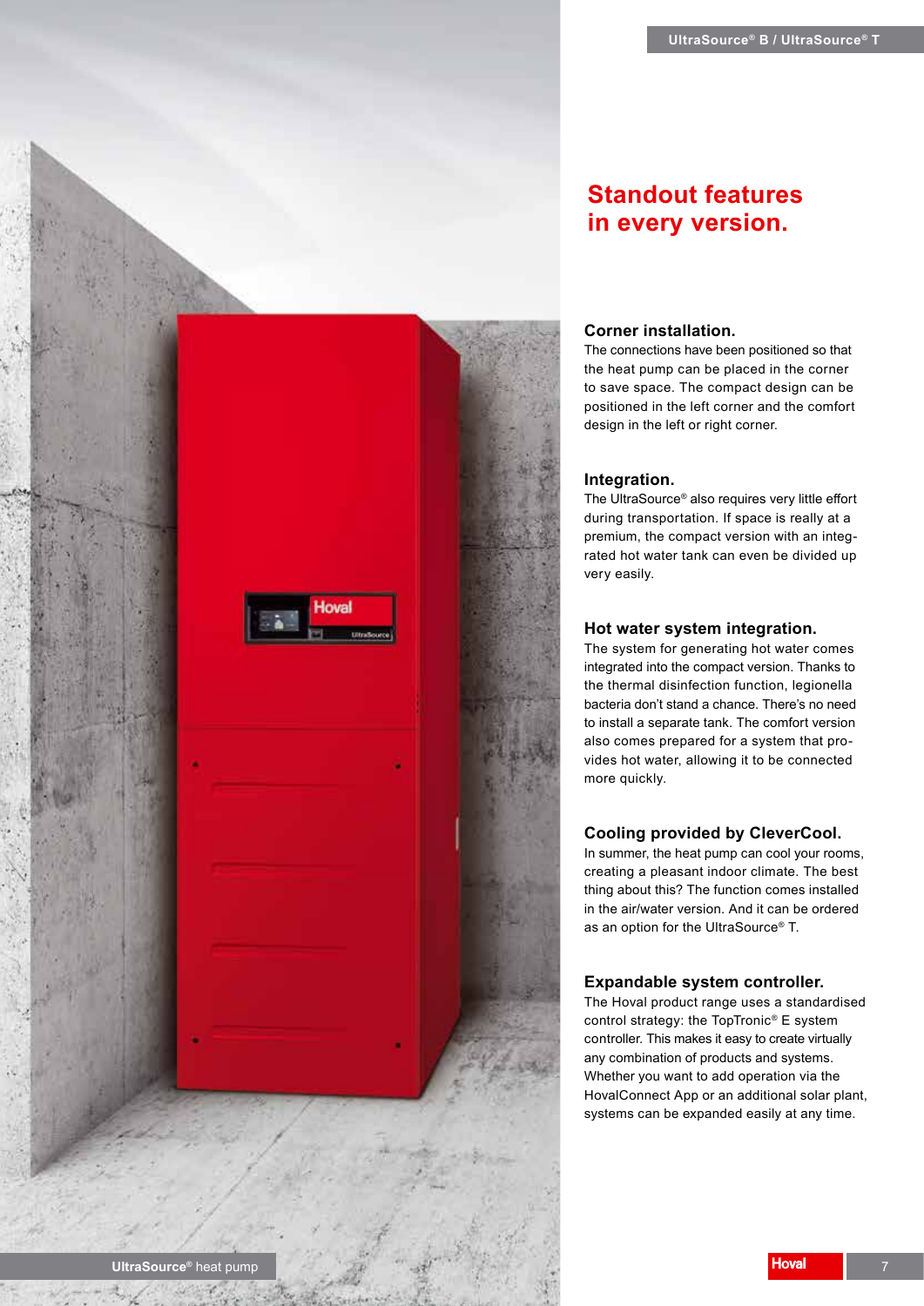## Standout features in every version.

### Corner installation.

The connections have been positioned so that the heat pump can be placed in the corner to save space. The compact design can be positioned in the left corner and the comfort design in the left or right corner.

### Integration.

The UltraSource® also requires very little effort during transportation. If space is really at a premium, the compact version with an integrated hot water tank can even be divided up very easily.

### Hot water system integration.

The system for generating hot water comes integrated into the compact version. Thanks to the thermal disinfection function, legionella bacteria don't stand a chance. There's no need to install a separate tank. The comfort version also comes prepared for a system that provides hot water, allowing it to be connected more quickly.

### Cooling provided by CleverCool.

In summer, the heat pump can cool your rooms, creating a pleasant indoor climate. The best thing about this? The function comes installed in the air/water version. And it can be ordered as an option for the UltraSource® T.

### Expandable system controller.

The Hoval product range uses a standardised control strategy: the TopTronic® E system controller. This makes it easy to create virtually any combination of products and systems. Whether you want to add operation via the HovalConnect App or an additional solar plant, systems can be expanded easily at any time.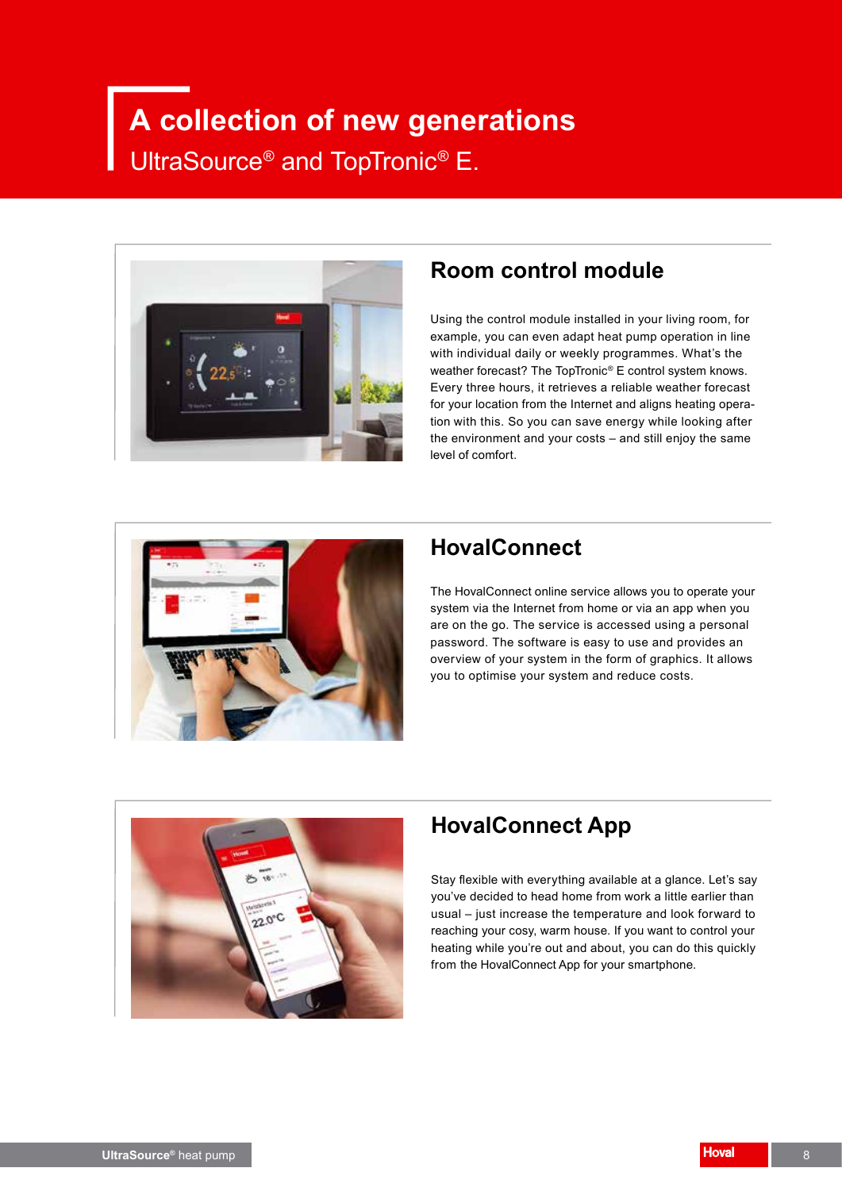# A collection of new generations

UltraSource® and TopTronic® E.

## Room control module

Using the control module installed in your living room, for example, you can even adapt heat pump operation in line with individual daily or weekly programmes. What's the weather forecast? The TopTronic® E control system knows. Every three hours, it retrieves a reliable weather forecast for your location from the Internet and aligns heating operation with this. So you can save energy while looking after the environment and your costs – and still enjoy the same level of comfort.

## HovalConnect

The HovalConnect online service allows you to operate your system via the Internet from home or via an app when you are on the go. The service is accessed using a personal password. The software is easy to use and provides an overview of your system in the form of graphics. It allows you to optimise your system and reduce costs.

## HovalConnect App

Stay flexible with everything available at a glance. Let's say you've decided to head home from work a little earlier than usual – just increase the temperature and look forward to reaching your cosy, warm house. If you want to control your heating while you're out and about, you can do this quickly from the HovalConnect App for your smartphone.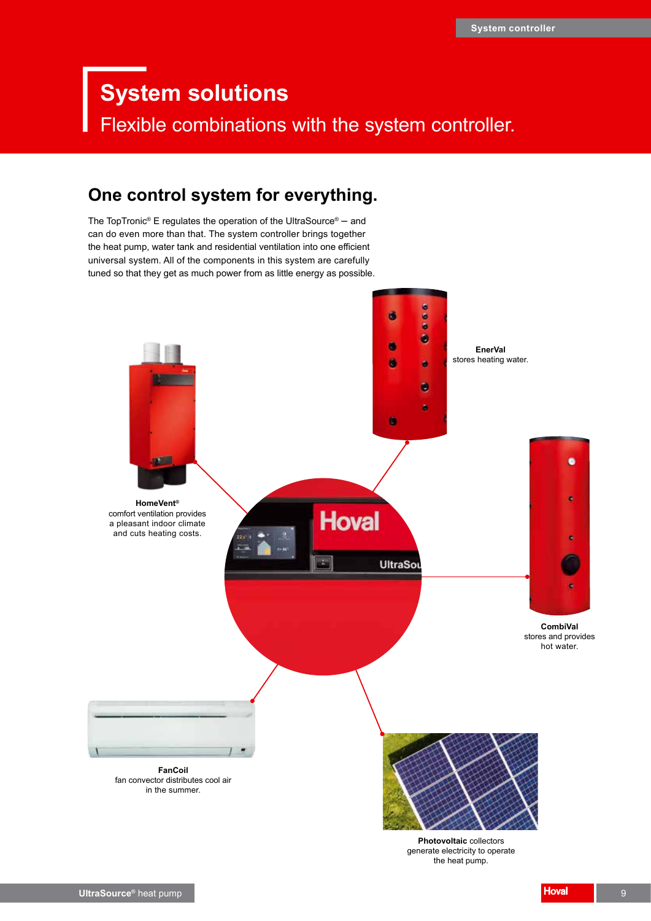# System solutions

Flexible combinations with the system controller.

## One control system for everything.

The TopTronic® E regulates the operation of the UltraSource® – and can do even more than that. The system controller brings together the heat pump, water tank and residential ventilation into one efficient universal system. All of the components in this system are carefully tuned so that they get as much power from as little energy as possible.

**EnerVal**
stores heating water.

**HomeVent®**
comfort ventilation provides a pleasant indoor climate and cuts heating costs.

**CombiVal**
stores and provides hot water.

**FanCoil**
fan convector distributes cool air in the summer.

**Photovoltaic** collectors generate electricity to operate the heat pump.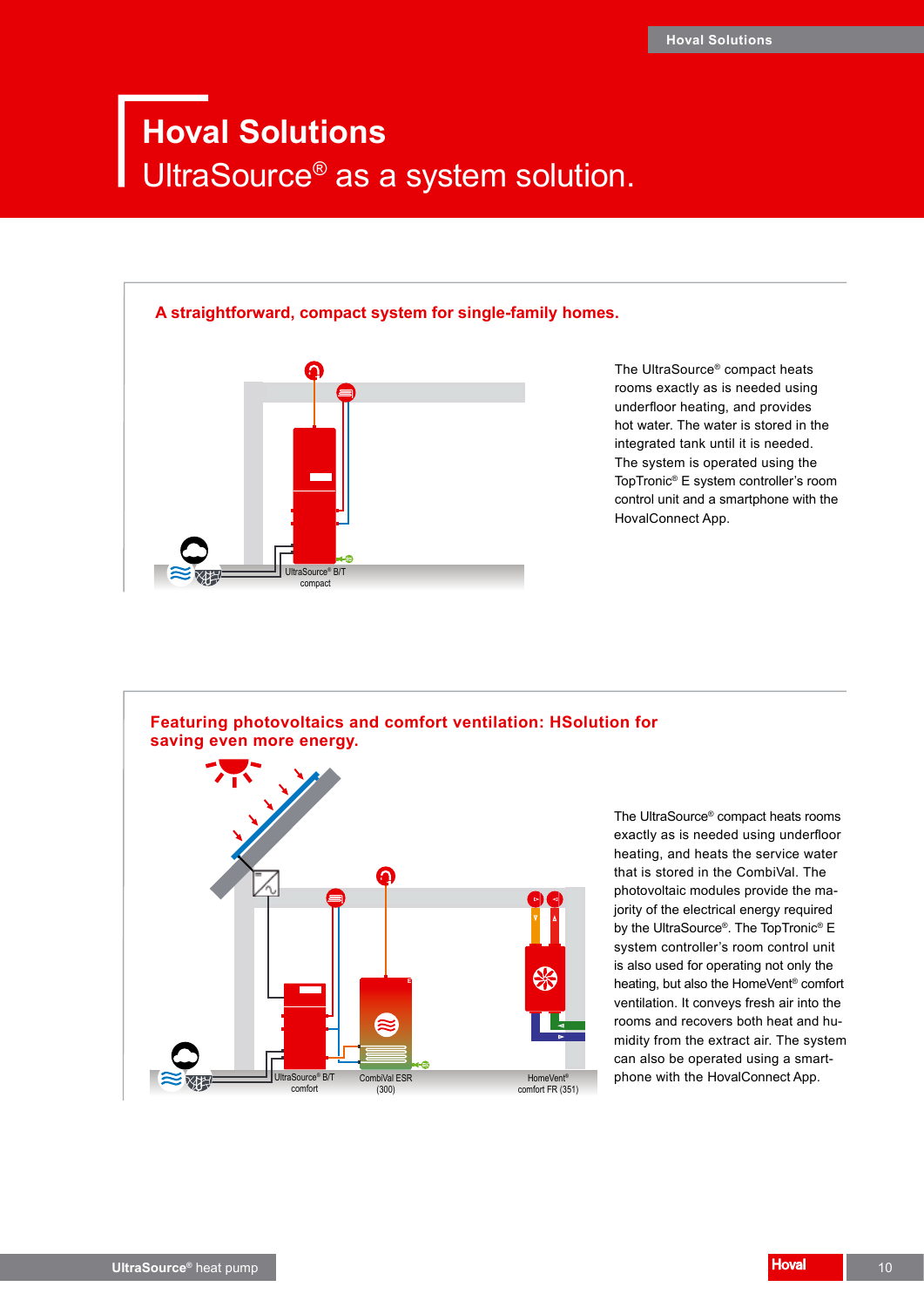# Hoval Solutions

UltraSource® as a system solution.

## A straightforward, compact system for single-family homes.

UltraSource® B/T compact

The UltraSource® compact heats rooms exactly as is needed using underfloor heating, and provides hot water. The water is stored in the integrated tank until it is needed. The system is operated using the TopTronic® E system controller's room control unit and a smartphone with the HovalConnect App.

## Featuring photovoltaics and comfort ventilation: HSolution for saving even more energy.

UltraSource® B/T comfort

CombiVal ESR (300)

HomeVent® comfort FR (351)

The UltraSource® compact heats rooms exactly as is needed using underfloor heating, and heats the service water that is stored in the CombiVal. The photovoltaic modules provide the majority of the electrical energy required by the UltraSource®. The TopTronic® E system controller's room control unit is also used for operating not only the heating, but also the HomeVent® comfort ventilation. It conveys fresh air into the rooms and recovers both heat and humidity from the extract air. The system can also be operated using a smartphone with the HovalConnect App.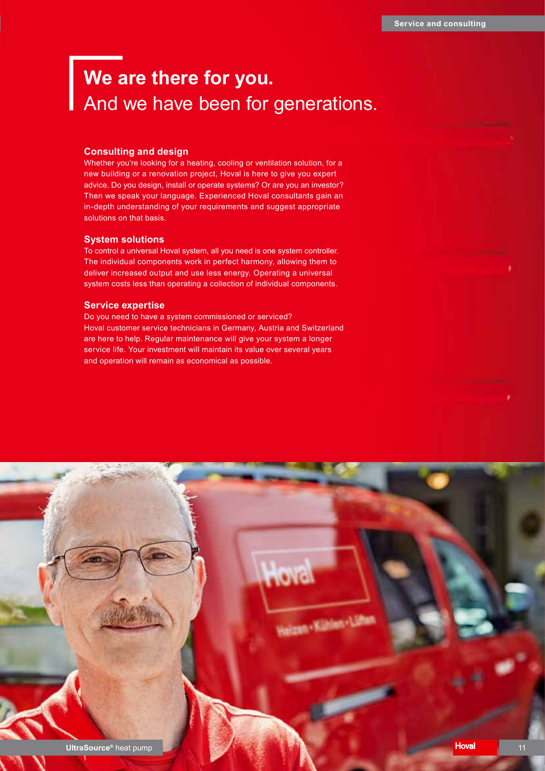# **We are there for you.**
# And we have been for generations.

### Consulting and design

Whether you're looking for a heating, cooling or ventilation solution, for a new building or a renovation project, Hoval is here to give you expert advice. Do you design, install or operate systems? Or are you an investor? Then we speak your language. Experienced Hoval consultants gain an in-depth understanding of your requirements and suggest appropriate solutions on that basis.

### System solutions

To control a universal Hoval system, all you need is one system controller. The individual components work in perfect harmony, allowing them to deliver increased output and use less energy. Operating a universal system costs less than operating a collection of individual components.

### Service expertise

Do you need to have a system commissioned or serviced?
Hoval customer service technicians in Germany, Austria and Switzerland are here to help. Regular maintenance will give your system a longer service life. Your investment will maintain its value over several years and operation will remain as economical as possible.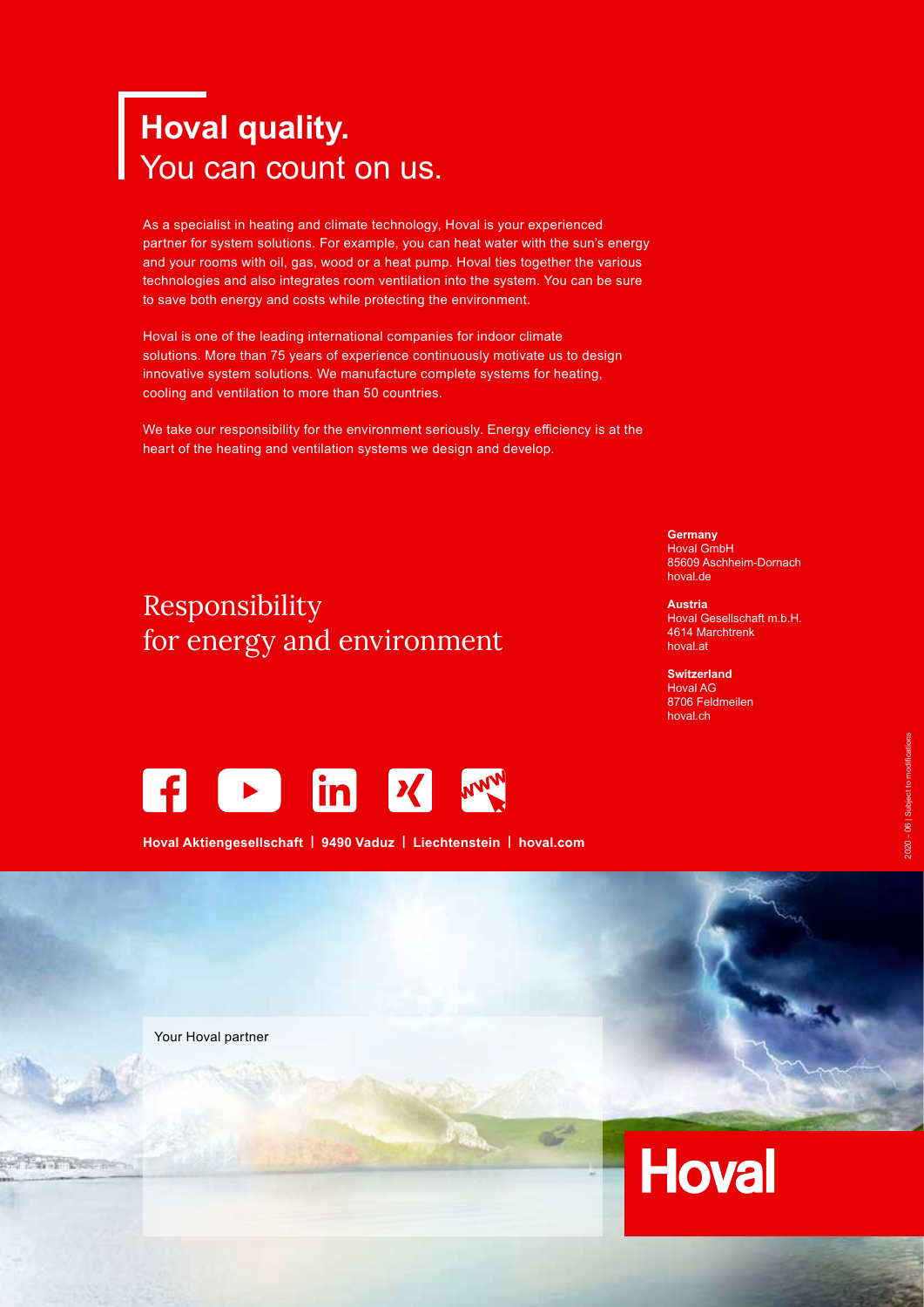# **Hoval quality.** You can count on us.

As a specialist in heating and climate technology, Hoval is your experienced partner for system solutions. For example, you can heat water with the sun's energy and your rooms with oil, gas, wood or a heat pump. Hoval ties together the various technologies and also integrates room ventilation into the system. You can be sure to save both energy and costs while protecting the environment.

Hoval is one of the leading international companies for indoor climate solutions. More than 75 years of experience continuously motivate us to design innovative system solutions. We manufacture complete systems for heating, cooling and ventilation to more than 50 countries.

We take our responsibility for the environment seriously. Energy efficiency is at the heart of the heating and ventilation systems we design and develop.

## Responsibility for energy and environment

**Germany**
Hoval GmbH
85609 Aschheim-Dornach
hoval.de

**Austria**
Hoval Gesellschaft m.b.H.
4614 Marchtrenk
hoval.at

**Switzerland**
Hoval AG
8706 Feldmeilen
hoval.ch

**Hoval Aktiengesellschaft | 9490 Vaduz | Liechtenstein | hoval.com**

2020 - 06 | Subject to modifications

Your Hoval partner

Hoval